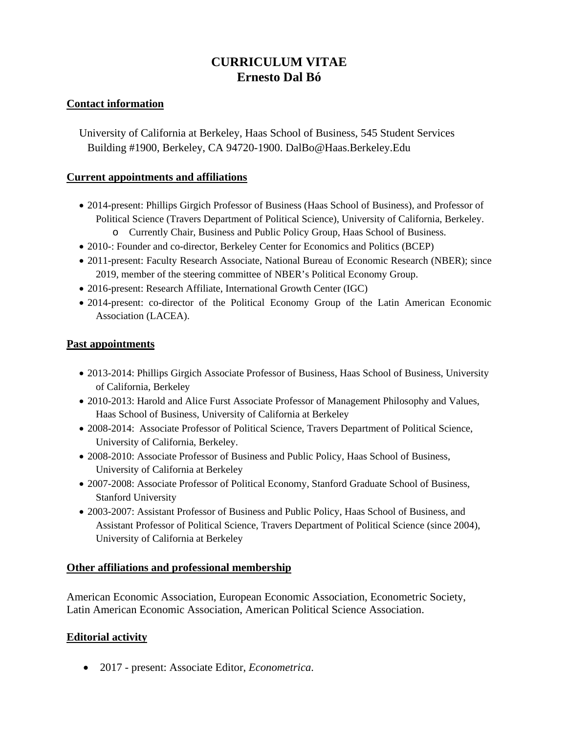# CURRICULUM VITAE
# Ernesto Dal Bó

## Contact information

University of California at Berkeley, Haas School of Business, 545 Student Services Building #1900, Berkeley, CA 94720-1900. DalBo@Haas.Berkeley.Edu

## Current appointments and affiliations

- 2014-present: Phillips Girgich Professor of Business (Haas School of Business), and Professor of Political Science (Travers Department of Political Science), University of California, Berkeley.
    - Currently Chair, Business and Public Policy Group, Haas School of Business.
- 2010-: Founder and co-director, Berkeley Center for Economics and Politics (BCEP)
- 2011-present: Faculty Research Associate, National Bureau of Economic Research (NBER); since 2019, member of the steering committee of NBER's Political Economy Group.
- 2016-present: Research Affiliate, International Growth Center (IGC)
- 2014-present: co-director of the Political Economy Group of the Latin American Economic Association (LACEA).

## Past appointments

- 2013-2014: Phillips Girgich Associate Professor of Business, Haas School of Business, University of California, Berkeley
- 2010-2013: Harold and Alice Furst Associate Professor of Management Philosophy and Values, Haas School of Business, University of California at Berkeley
- 2008-2014: Associate Professor of Political Science, Travers Department of Political Science, University of California, Berkeley.
- 2008-2010: Associate Professor of Business and Public Policy, Haas School of Business, University of California at Berkeley
- 2007-2008: Associate Professor of Political Economy, Stanford Graduate School of Business, Stanford University
- 2003-2007: Assistant Professor of Business and Public Policy, Haas School of Business, and Assistant Professor of Political Science, Travers Department of Political Science (since 2004), University of California at Berkeley

## Other affiliations and professional membership

American Economic Association, European Economic Association, Econometric Society, Latin American Economic Association, American Political Science Association.

## Editorial activity

- 2017 - present: Associate Editor, *Econometrica*.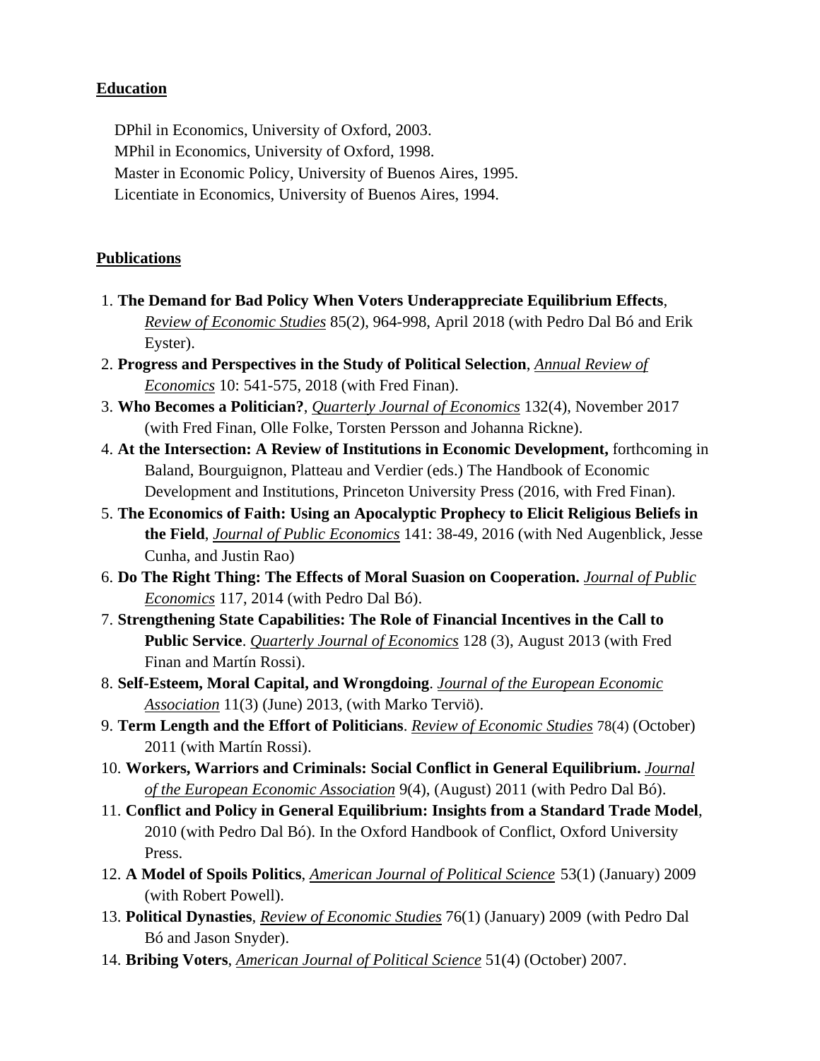## Education

DPhil in Economics, University of Oxford, 2003.
MPhil in Economics, University of Oxford, 1998.
Master in Economic Policy, University of Buenos Aires, 1995.
Licentiate in Economics, University of Buenos Aires, 1994.

## Publications

1. **The Demand for Bad Policy When Voters Underappreciate Equilibrium Effects**, *Review of Economic Studies* 85(2), 964-998, April 2018 (with Pedro Dal Bó and Erik Eyster).
2. **Progress and Perspectives in the Study of Political Selection**, *Annual Review of Economics* 10: 541-575, 2018 (with Fred Finan).
3. **Who Becomes a Politician?**, *Quarterly Journal of Economics* 132(4), November 2017 (with Fred Finan, Olle Folke, Torsten Persson and Johanna Rickne).
4. **At the Intersection: A Review of Institutions in Economic Development,** forthcoming in Baland, Bourguignon, Platteau and Verdier (eds.) The Handbook of Economic Development and Institutions, Princeton University Press (2016, with Fred Finan).
5. **The Economics of Faith: Using an Apocalyptic Prophecy to Elicit Religious Beliefs in the Field**, *Journal of Public Economics* 141: 38-49, 2016 (with Ned Augenblick, Jesse Cunha, and Justin Rao)
6. **Do The Right Thing: The Effects of Moral Suasion on Cooperation.** *Journal of Public Economics* 117, 2014 (with Pedro Dal Bó).
7. **Strengthening State Capabilities: The Role of Financial Incentives in the Call to Public Service**. *Quarterly Journal of Economics* 128 (3), August 2013 (with Fred Finan and Martín Rossi).
8. **Self-Esteem, Moral Capital, and Wrongdoing**. *Journal of the European Economic Association* 11(3) (June) 2013, (with Marko Terviö).
9. **Term Length and the Effort of Politicians**. *Review of Economic Studies* 78(4) (October) 2011 (with Martín Rossi).
10. **Workers, Warriors and Criminals: Social Conflict in General Equilibrium.** *Journal of the European Economic Association* 9(4), (August) 2011 (with Pedro Dal Bó).
11. **Conflict and Policy in General Equilibrium: Insights from a Standard Trade Model**, 2010 (with Pedro Dal Bó). In the Oxford Handbook of Conflict, Oxford University Press.
12. **A Model of Spoils Politics**, *American Journal of Political Science* 53(1) (January) 2009 (with Robert Powell).
13. **Political Dynasties**, *Review of Economic Studies* 76(1) (January) 2009 (with Pedro Dal Bó and Jason Snyder).
14. **Bribing Voters**, *American Journal of Political Science* 51(4) (October) 2007.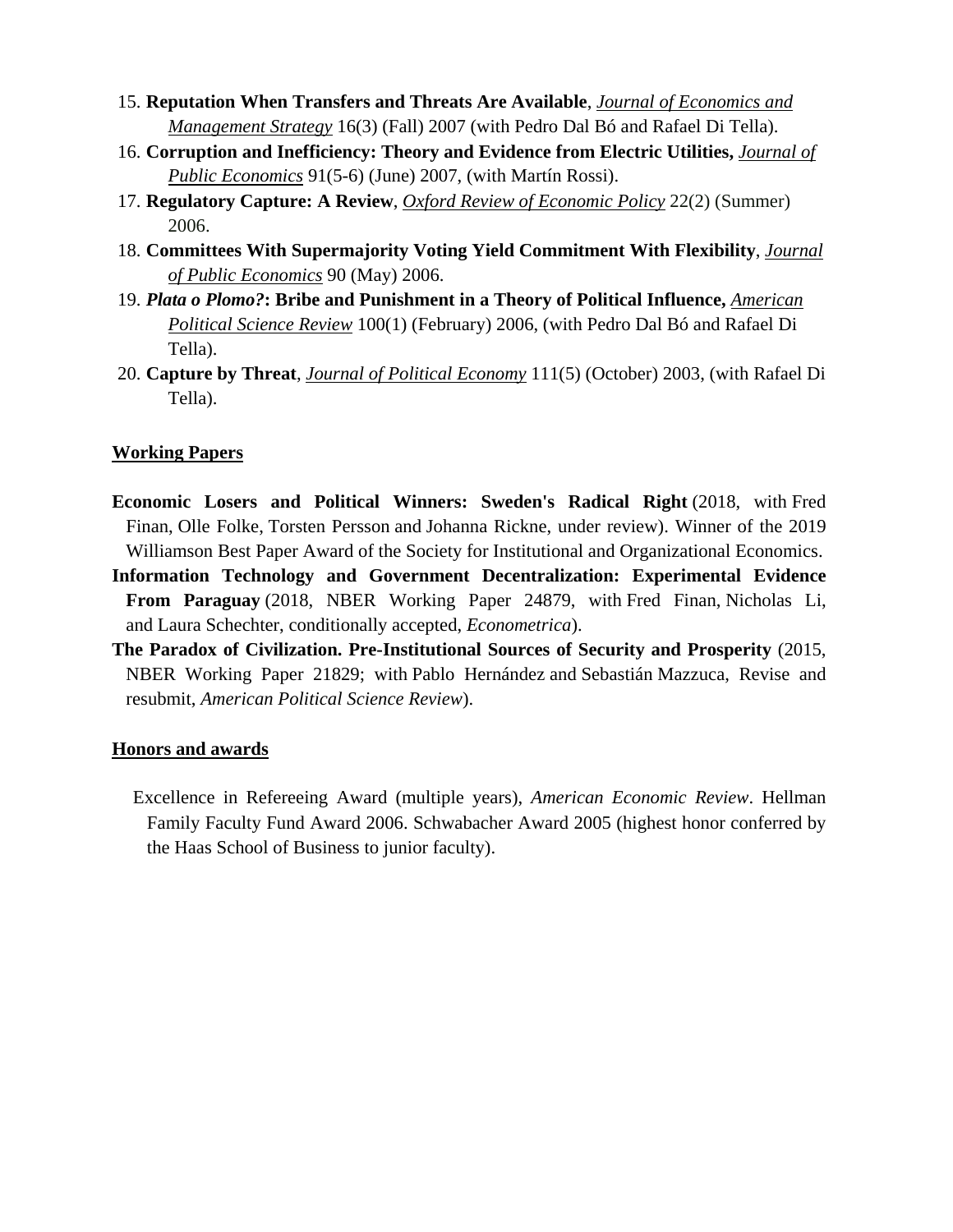15. **Reputation When Transfers and Threats Are Available**, *Journal of Economics and Management Strategy* 16(3) (Fall) 2007 (with Pedro Dal Bó and Rafael Di Tella).
16. **Corruption and Inefficiency: Theory and Evidence from Electric Utilities,** *Journal of Public Economics* 91(5-6) (June) 2007, (with Martín Rossi).
17. **Regulatory Capture: A Review**, *Oxford Review of Economic Policy* 22(2) (Summer) 2006.
18. **Committees With Supermajority Voting Yield Commitment With Flexibility**, *Journal of Public Economics* 90 (May) 2006.
19. ***Plata o Plomo?*: Bribe and Punishment in a Theory of Political Influence,** *American Political Science Review* 100(1) (February) 2006, (with Pedro Dal Bó and Rafael Di Tella).
20. **Capture by Threat**, *Journal of Political Economy* 111(5) (October) 2003, (with Rafael Di Tella).

## Working Papers

**Economic Losers and Political Winners: Sweden's Radical Right** (2018, with Fred Finan, Olle Folke, Torsten Persson and Johanna Rickne, under review). Winner of the 2019 Williamson Best Paper Award of the Society for Institutional and Organizational Economics.

**Information Technology and Government Decentralization: Experimental Evidence From Paraguay** (2018, NBER Working Paper 24879, with Fred Finan, Nicholas Li, and Laura Schechter, conditionally accepted, *Econometrica*).

**The Paradox of Civilization. Pre-Institutional Sources of Security and Prosperity** (2015, NBER Working Paper 21829; with Pablo Hernández and Sebastián Mazzuca, Revise and resubmit, *American Political Science Review*).

## Honors and awards

Excellence in Refereeing Award (multiple years), *American Economic Review*. Hellman Family Faculty Fund Award 2006. Schwabacher Award 2005 (highest honor conferred by the Haas School of Business to junior faculty).